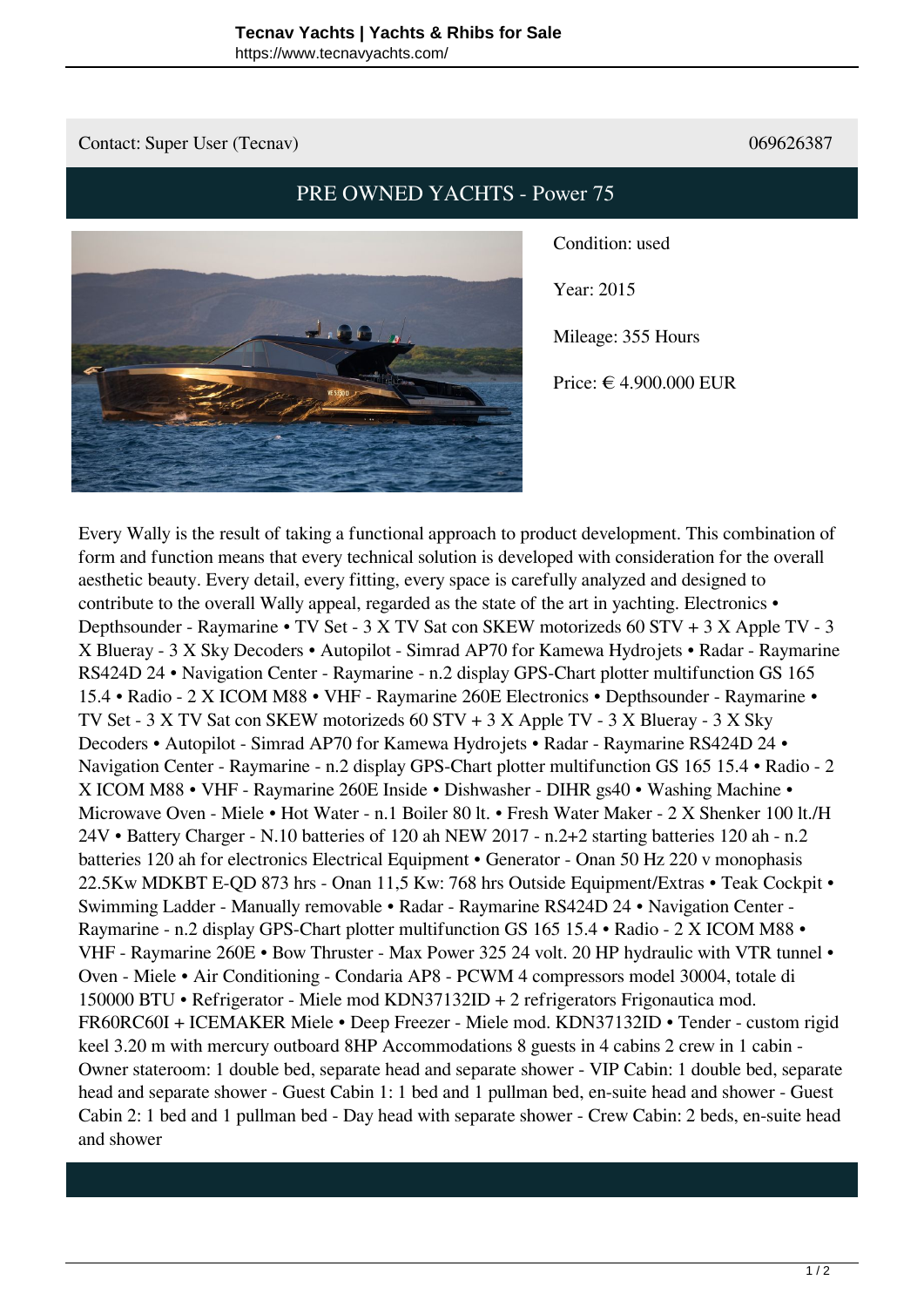Contact: Super User (Tecnav) 069626387

## PRE OWNED YACHTS - Power 75

Condition: used

Year: 2015

Mileage: 355 Hours

Price: € 4.900.000 EUR

Every Wally is the result of taking a functional approach to product development. This combination of form and function means that every technical solution is developed with consideration for the overall aesthetic beauty. Every detail, every fitting, every space is carefully analyzed and designed to contribute to the overall Wally appeal, regarded as the state of the art in yachting. Electronics • Depthsounder - Raymarine • TV Set - 3 X TV Sat con SKEW motorizeds 60 STV + 3 X Apple TV - 3 X Blueray - 3 X Sky Decoders • Autopilot - Simrad AP70 for Kamewa Hydrojets • Radar - Raymarine RS424D 24 • Navigation Center - Raymarine - n.2 display GPS-Chart plotter multifunction GS 165 15.4 • Radio - 2 X ICOM M88 • VHF - Raymarine 260E Electronics • Depthsounder - Raymarine • TV Set - 3 X TV Sat con SKEW motorizeds 60 STV + 3 X Apple TV - 3 X Blueray - 3 X Sky Decoders • Autopilot - Simrad AP70 for Kamewa Hydrojets • Radar - Raymarine RS424D 24 • Navigation Center - Raymarine - n.2 display GPS-Chart plotter multifunction GS 165 15.4 • Radio - 2 X ICOM M88 • VHF - Raymarine 260E Inside • Dishwasher - DIHR gs40 • Washing Machine • Microwave Oven - Miele • Hot Water - n.1 Boiler 80 lt. • Fresh Water Maker - 2 X Shenker 100 lt./H 24V • Battery Charger - N.10 batteries of 120 ah NEW 2017 - n.2+2 starting batteries 120 ah - n.2 batteries 120 ah for electronics Electrical Equipment • Generator - Onan 50 Hz 220 v monophasis 22.5Kw MDKBT E-QD 873 hrs - Onan 11,5 Kw: 768 hrs Outside Equipment/Extras • Teak Cockpit • Swimming Ladder - Manually removable • Radar - Raymarine RS424D 24 • Navigation Center - Raymarine - n.2 display GPS-Chart plotter multifunction GS 165 15.4 • Radio - 2 X ICOM M88 • VHF - Raymarine 260E • Bow Thruster - Max Power 325 24 volt. 20 HP hydraulic with VTR tunnel • Oven - Miele • Air Conditioning - Condaria AP8 - PCWM 4 compressors model 30004, totale di 150000 BTU • Refrigerator - Miele mod KDN37132ID + 2 refrigerators Frigonautica mod. FR60RC60I + ICEMAKER Miele • Deep Freezer - Miele mod. KDN37132ID • Tender - custom rigid keel 3.20 m with mercury outboard 8HP Accommodations 8 guests in 4 cabins 2 crew in 1 cabin - Owner stateroom: 1 double bed, separate head and separate shower - VIP Cabin: 1 double bed, separate head and separate shower - Guest Cabin 1: 1 bed and 1 pullman bed, en-suite head and shower - Guest Cabin 2: 1 bed and 1 pullman bed - Day head with separate shower - Crew Cabin: 2 beds, en-suite head and shower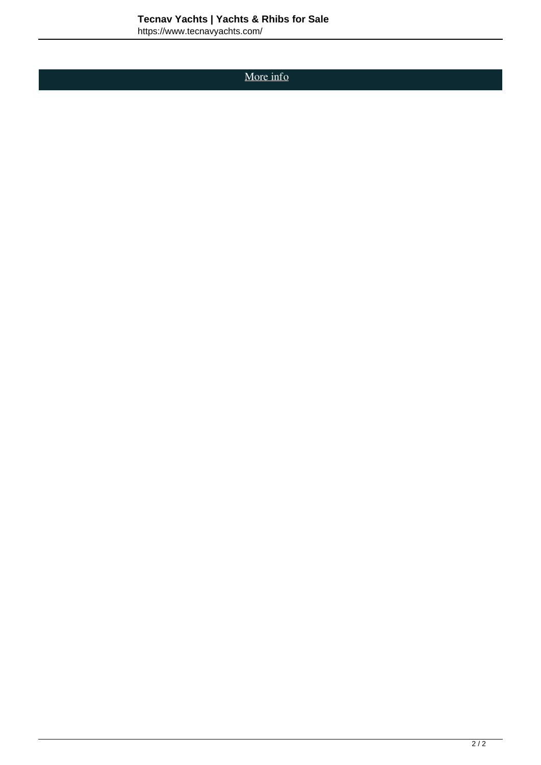More info